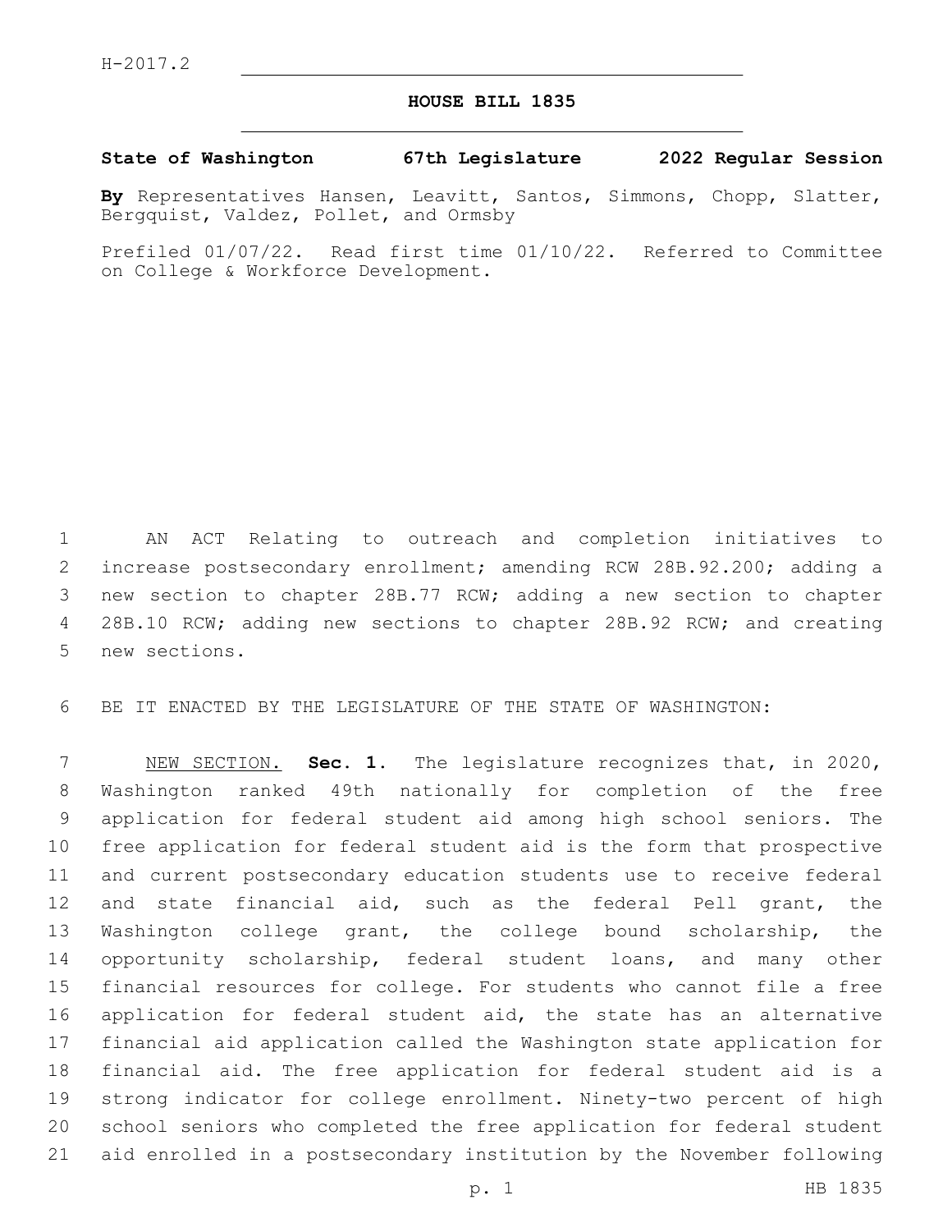H-2017.2

# HOUSE BILL 1835

**State of Washington 67th Legislature 2022 Regular Session**

**By** Representatives Hansen, Leavitt, Santos, Simmons, Chopp, Slatter, Bergquist, Valdez, Pollet, and Ormsby

Prefiled 01/07/22. Read first time 01/10/22. Referred to Committee on College & Workforce Development.

AN ACT Relating to outreach and completion initiatives to increase postsecondary enrollment; amending RCW 28B.92.200; adding a new section to chapter 28B.77 RCW; adding a new section to chapter 28B.10 RCW; adding new sections to chapter 28B.92 RCW; and creating new sections.

BE IT ENACTED BY THE LEGISLATURE OF THE STATE OF WASHINGTON:

NEW SECTION. **Sec. 1.** The legislature recognizes that, in 2020, Washington ranked 49th nationally for completion of the free application for federal student aid among high school seniors. The free application for federal student aid is the form that prospective and current postsecondary education students use to receive federal and state financial aid, such as the federal Pell grant, the Washington college grant, the college bound scholarship, the opportunity scholarship, federal student loans, and many other financial resources for college. For students who cannot file a free application for federal student aid, the state has an alternative financial aid application called the Washington state application for financial aid. The free application for federal student aid is a strong indicator for college enrollment. Ninety-two percent of high school seniors who completed the free application for federal student aid enrolled in a postsecondary institution by the November following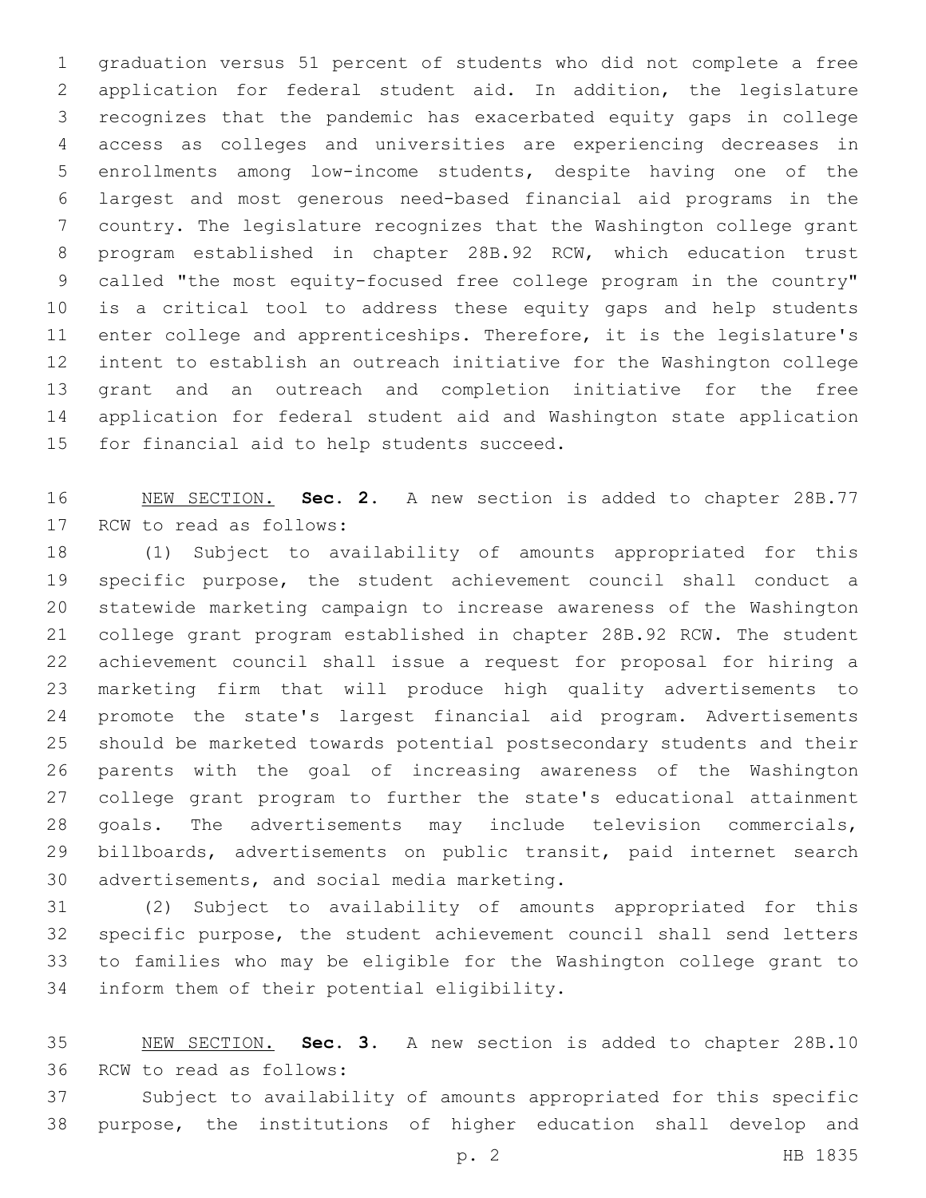graduation versus 51 percent of students who did not complete a free application for federal student aid. In addition, the legislature recognizes that the pandemic has exacerbated equity gaps in college access as colleges and universities are experiencing decreases in enrollments among low-income students, despite having one of the largest and most generous need-based financial aid programs in the country. The legislature recognizes that the Washington college grant program established in chapter 28B.92 RCW, which education trust called "the most equity-focused free college program in the country" is a critical tool to address these equity gaps and help students enter college and apprenticeships. Therefore, it is the legislature's intent to establish an outreach initiative for the Washington college grant and an outreach and completion initiative for the free application for federal student aid and Washington state application for financial aid to help students succeed.

NEW SECTION. **Sec. 2.** A new section is added to chapter 28B.77 RCW to read as follows:

(1) Subject to availability of amounts appropriated for this specific purpose, the student achievement council shall conduct a statewide marketing campaign to increase awareness of the Washington college grant program established in chapter 28B.92 RCW. The student achievement council shall issue a request for proposal for hiring a marketing firm that will produce high quality advertisements to promote the state's largest financial aid program. Advertisements should be marketed towards potential postsecondary students and their parents with the goal of increasing awareness of the Washington college grant program to further the state's educational attainment goals. The advertisements may include television commercials, billboards, advertisements on public transit, paid internet search advertisements, and social media marketing.

(2) Subject to availability of amounts appropriated for this specific purpose, the student achievement council shall send letters to families who may be eligible for the Washington college grant to inform them of their potential eligibility.

NEW SECTION. **Sec. 3.** A new section is added to chapter 28B.10 RCW to read as follows:

Subject to availability of amounts appropriated for this specific purpose, the institutions of higher education shall develop and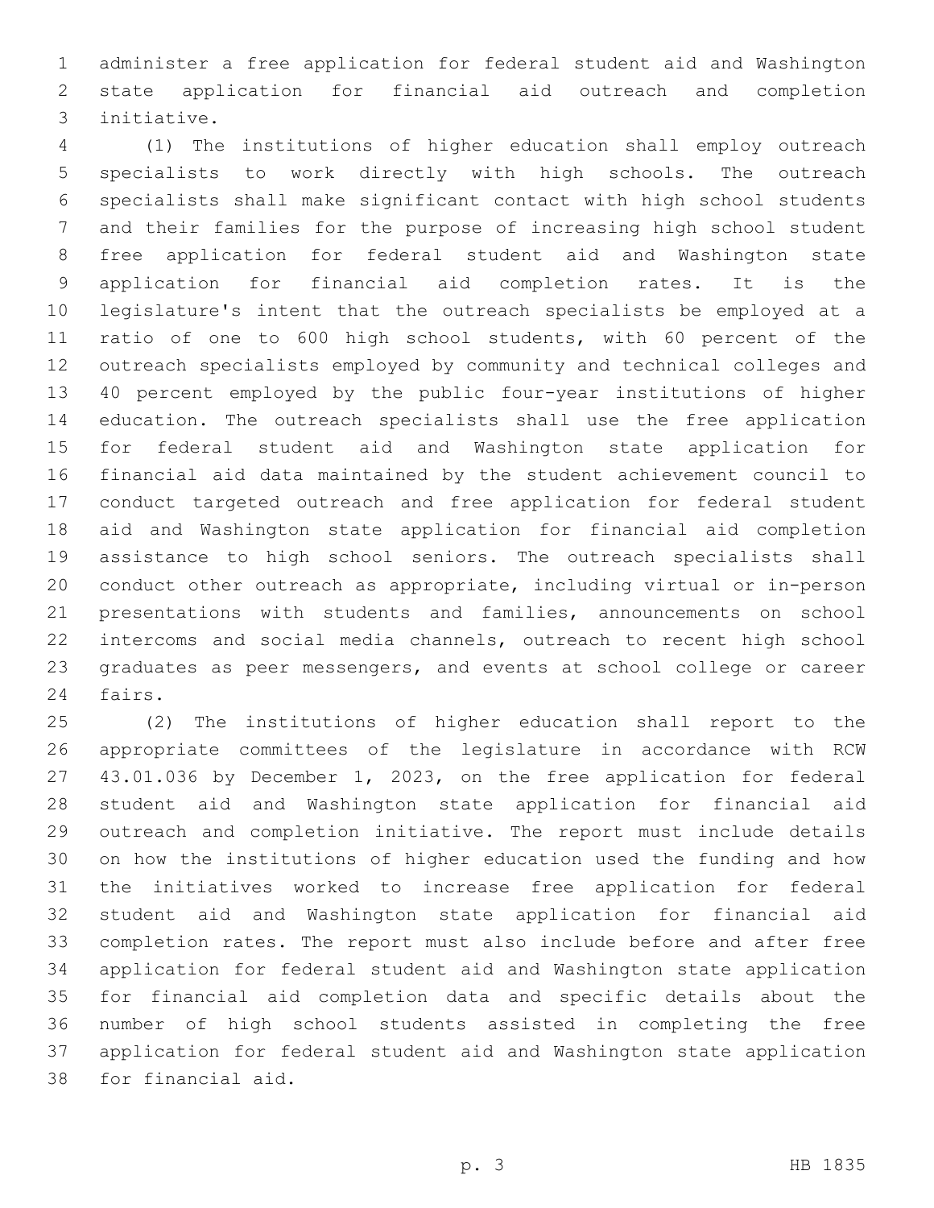administer a free application for federal student aid and Washington state application for financial aid outreach and completion initiative.

(1) The institutions of higher education shall employ outreach specialists to work directly with high schools. The outreach specialists shall make significant contact with high school students and their families for the purpose of increasing high school student free application for federal student aid and Washington state application for financial aid completion rates. It is the legislature's intent that the outreach specialists be employed at a ratio of one to 600 high school students, with 60 percent of the outreach specialists employed by community and technical colleges and 40 percent employed by the public four-year institutions of higher education. The outreach specialists shall use the free application for federal student aid and Washington state application for financial aid data maintained by the student achievement council to conduct targeted outreach and free application for federal student aid and Washington state application for financial aid completion assistance to high school seniors. The outreach specialists shall conduct other outreach as appropriate, including virtual or in-person presentations with students and families, announcements on school intercoms and social media channels, outreach to recent high school graduates as peer messengers, and events at school college or career fairs.

(2) The institutions of higher education shall report to the appropriate committees of the legislature in accordance with RCW 43.01.036 by December 1, 2023, on the free application for federal student aid and Washington state application for financial aid outreach and completion initiative. The report must include details on how the institutions of higher education used the funding and how the initiatives worked to increase free application for federal student aid and Washington state application for financial aid completion rates. The report must also include before and after free application for federal student aid and Washington state application for financial aid completion data and specific details about the number of high school students assisted in completing the free application for federal student aid and Washington state application for financial aid.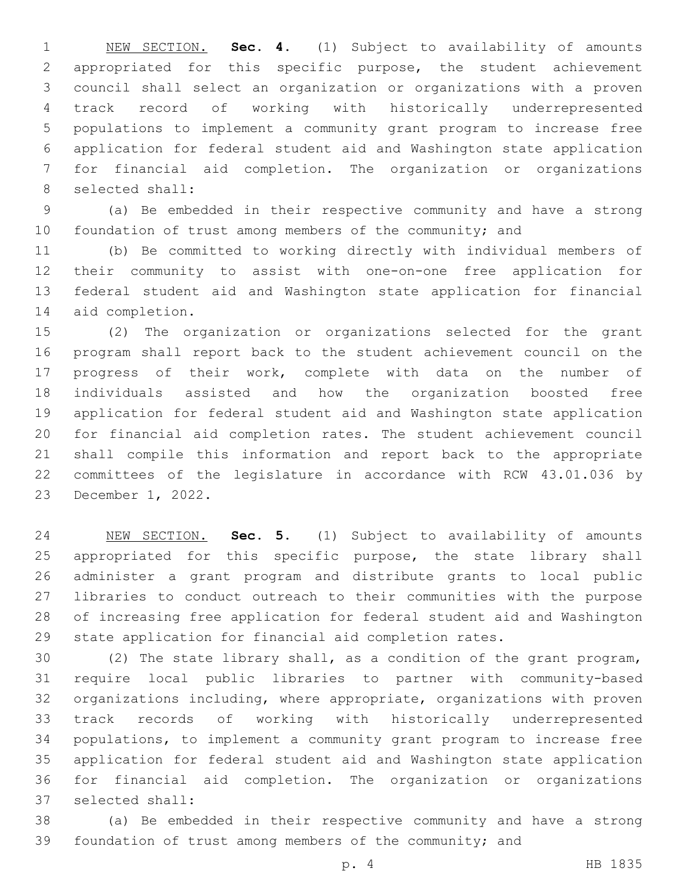NEW SECTION. **Sec. 4.** (1) Subject to availability of amounts appropriated for this specific purpose, the student achievement council shall select an organization or organizations with a proven track record of working with historically underrepresented populations to implement a community grant program to increase free application for federal student aid and Washington state application for financial aid completion. The organization or organizations selected shall:

(a) Be embedded in their respective community and have a strong foundation of trust among members of the community; and

(b) Be committed to working directly with individual members of their community to assist with one-on-one free application for federal student aid and Washington state application for financial aid completion.

(2) The organization or organizations selected for the grant program shall report back to the student achievement council on the progress of their work, complete with data on the number of individuals assisted and how the organization boosted free application for federal student aid and Washington state application for financial aid completion rates. The student achievement council shall compile this information and report back to the appropriate committees of the legislature in accordance with RCW 43.01.036 by December 1, 2022.

NEW SECTION. **Sec. 5.** (1) Subject to availability of amounts appropriated for this specific purpose, the state library shall administer a grant program and distribute grants to local public libraries to conduct outreach to their communities with the purpose of increasing free application for federal student aid and Washington state application for financial aid completion rates.

(2) The state library shall, as a condition of the grant program, require local public libraries to partner with community-based organizations including, where appropriate, organizations with proven track records of working with historically underrepresented populations, to implement a community grant program to increase free application for federal student aid and Washington state application for financial aid completion. The organization or organizations selected shall:

(a) Be embedded in their respective community and have a strong foundation of trust among members of the community; and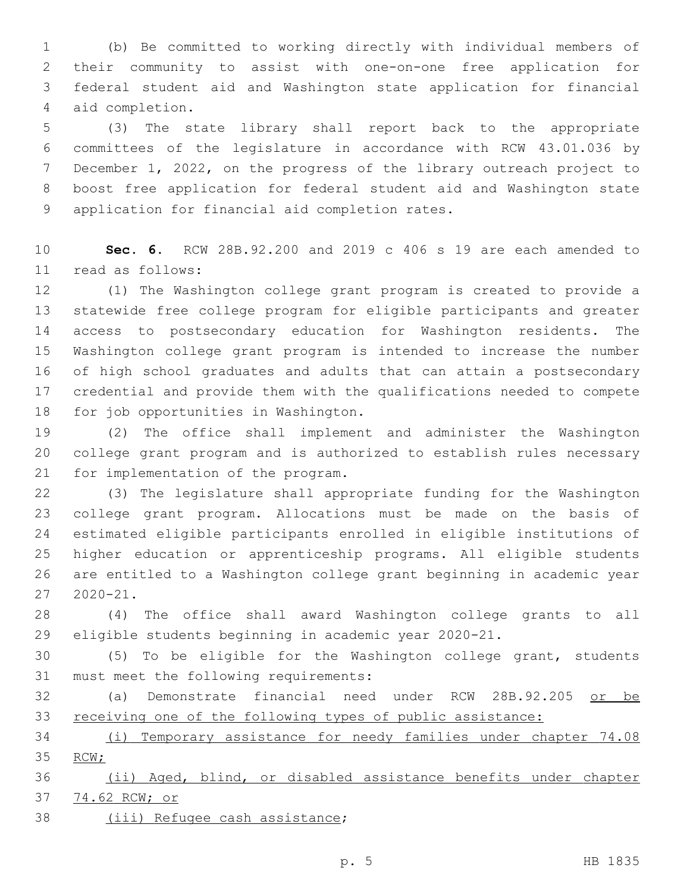(b) Be committed to working directly with individual members of their community to assist with one-on-one free application for federal student aid and Washington state application for financial aid completion.

(3) The state library shall report back to the appropriate committees of the legislature in accordance with RCW 43.01.036 by December 1, 2022, on the progress of the library outreach project to boost free application for federal student aid and Washington state application for financial aid completion rates.

**Sec. 6.** RCW 28B.92.200 and 2019 c 406 s 19 are each amended to read as follows:

(1) The Washington college grant program is created to provide a statewide free college program for eligible participants and greater access to postsecondary education for Washington residents. The Washington college grant program is intended to increase the number of high school graduates and adults that can attain a postsecondary credential and provide them with the qualifications needed to compete for job opportunities in Washington.

(2) The office shall implement and administer the Washington college grant program and is authorized to establish rules necessary for implementation of the program.

(3) The legislature shall appropriate funding for the Washington college grant program. Allocations must be made on the basis of estimated eligible participants enrolled in eligible institutions of higher education or apprenticeship programs. All eligible students are entitled to a Washington college grant beginning in academic year 2020-21.

(4) The office shall award Washington college grants to all eligible students beginning in academic year 2020-21.

(5) To be eligible for the Washington college grant, students must meet the following requirements:

(a) Demonstrate financial need under RCW 28B.92.205 <u>or be receiving one of the following types of public assistance:</u>

<u>(i) Temporary assistance for needy families under chapter 74.08 RCW;</u>

<u>(ii) Aged, blind, or disabled assistance benefits under chapter 74.62 RCW; or</u>

<u>(iii) Refugee cash assistance</u>;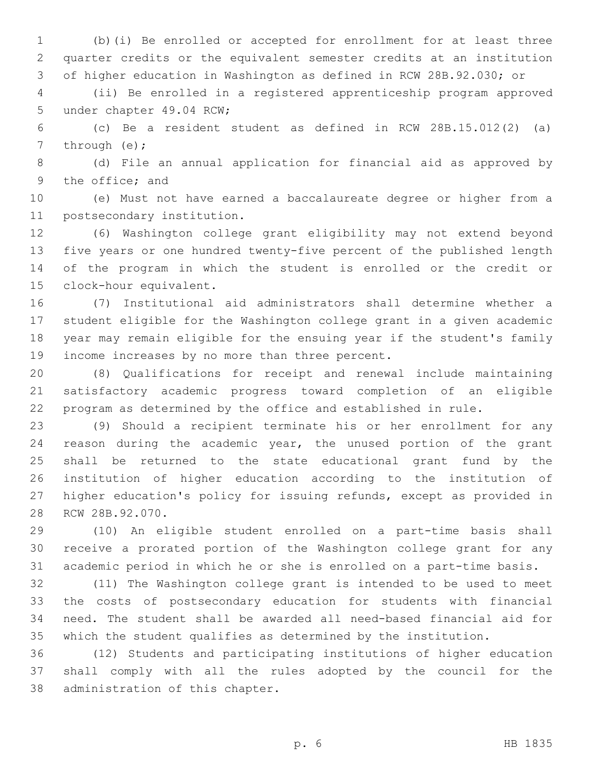(b)(i) Be enrolled or accepted for enrollment for at least three quarter credits or the equivalent semester credits at an institution of higher education in Washington as defined in RCW 28B.92.030; or

(ii) Be enrolled in a registered apprenticeship program approved under chapter 49.04 RCW;

(c) Be a resident student as defined in RCW 28B.15.012(2) (a) through (e);

(d) File an annual application for financial aid as approved by the office; and

(e) Must not have earned a baccalaureate degree or higher from a postsecondary institution.

(6) Washington college grant eligibility may not extend beyond five years or one hundred twenty-five percent of the published length of the program in which the student is enrolled or the credit or clock-hour equivalent.

(7) Institutional aid administrators shall determine whether a student eligible for the Washington college grant in a given academic year may remain eligible for the ensuing year if the student's family income increases by no more than three percent.

(8) Qualifications for receipt and renewal include maintaining satisfactory academic progress toward completion of an eligible program as determined by the office and established in rule.

(9) Should a recipient terminate his or her enrollment for any reason during the academic year, the unused portion of the grant shall be returned to the state educational grant fund by the institution of higher education according to the institution of higher education's policy for issuing refunds, except as provided in RCW 28B.92.070.

(10) An eligible student enrolled on a part-time basis shall receive a prorated portion of the Washington college grant for any academic period in which he or she is enrolled on a part-time basis.

(11) The Washington college grant is intended to be used to meet the costs of postsecondary education for students with financial need. The student shall be awarded all need-based financial aid for which the student qualifies as determined by the institution.

(12) Students and participating institutions of higher education shall comply with all the rules adopted by the council for the administration of this chapter.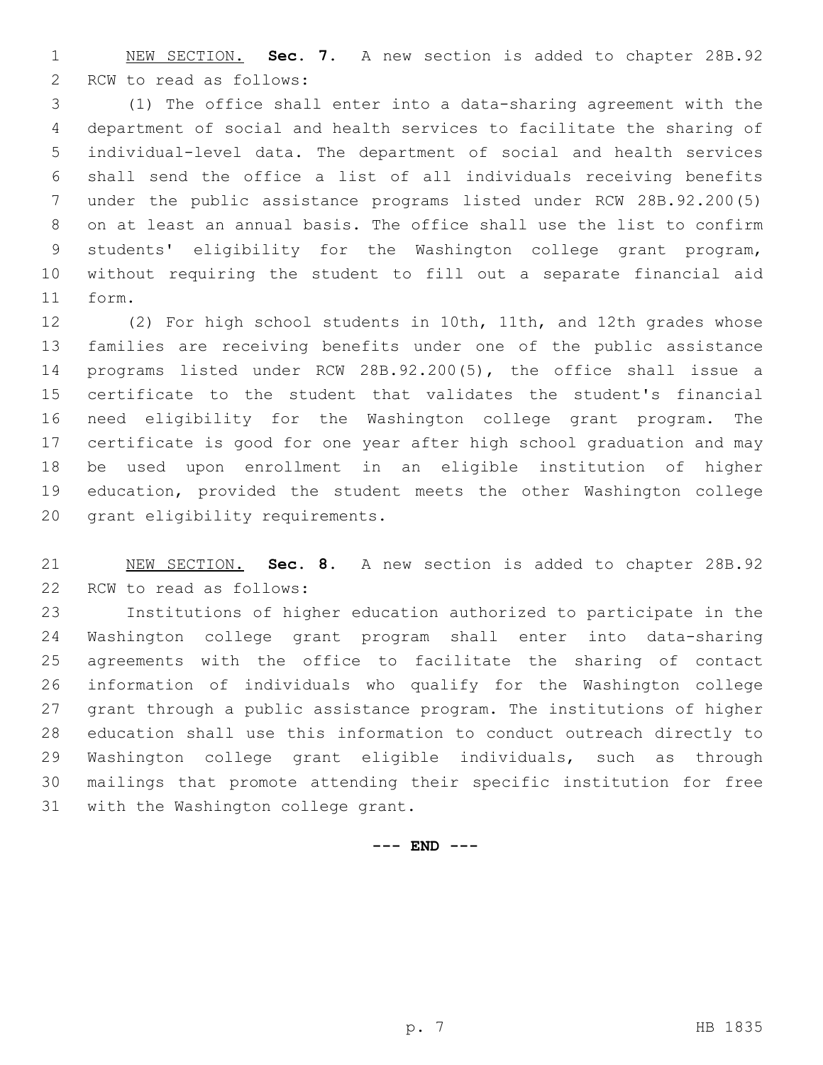NEW SECTION. **Sec. 7.** A new section is added to chapter 28B.92 RCW to read as follows:

(1) The office shall enter into a data-sharing agreement with the department of social and health services to facilitate the sharing of individual-level data. The department of social and health services shall send the office a list of all individuals receiving benefits under the public assistance programs listed under RCW 28B.92.200(5) on at least an annual basis. The office shall use the list to confirm students' eligibility for the Washington college grant program, without requiring the student to fill out a separate financial aid form.

(2) For high school students in 10th, 11th, and 12th grades whose families are receiving benefits under one of the public assistance programs listed under RCW 28B.92.200(5), the office shall issue a certificate to the student that validates the student's financial need eligibility for the Washington college grant program. The certificate is good for one year after high school graduation and may be used upon enrollment in an eligible institution of higher education, provided the student meets the other Washington college grant eligibility requirements.

NEW SECTION. **Sec. 8.** A new section is added to chapter 28B.92 RCW to read as follows:

Institutions of higher education authorized to participate in the Washington college grant program shall enter into data-sharing agreements with the office to facilitate the sharing of contact information of individuals who qualify for the Washington college grant through a public assistance program. The institutions of higher education shall use this information to conduct outreach directly to Washington college grant eligible individuals, such as through mailings that promote attending their specific institution for free with the Washington college grant.

**--- END ---**